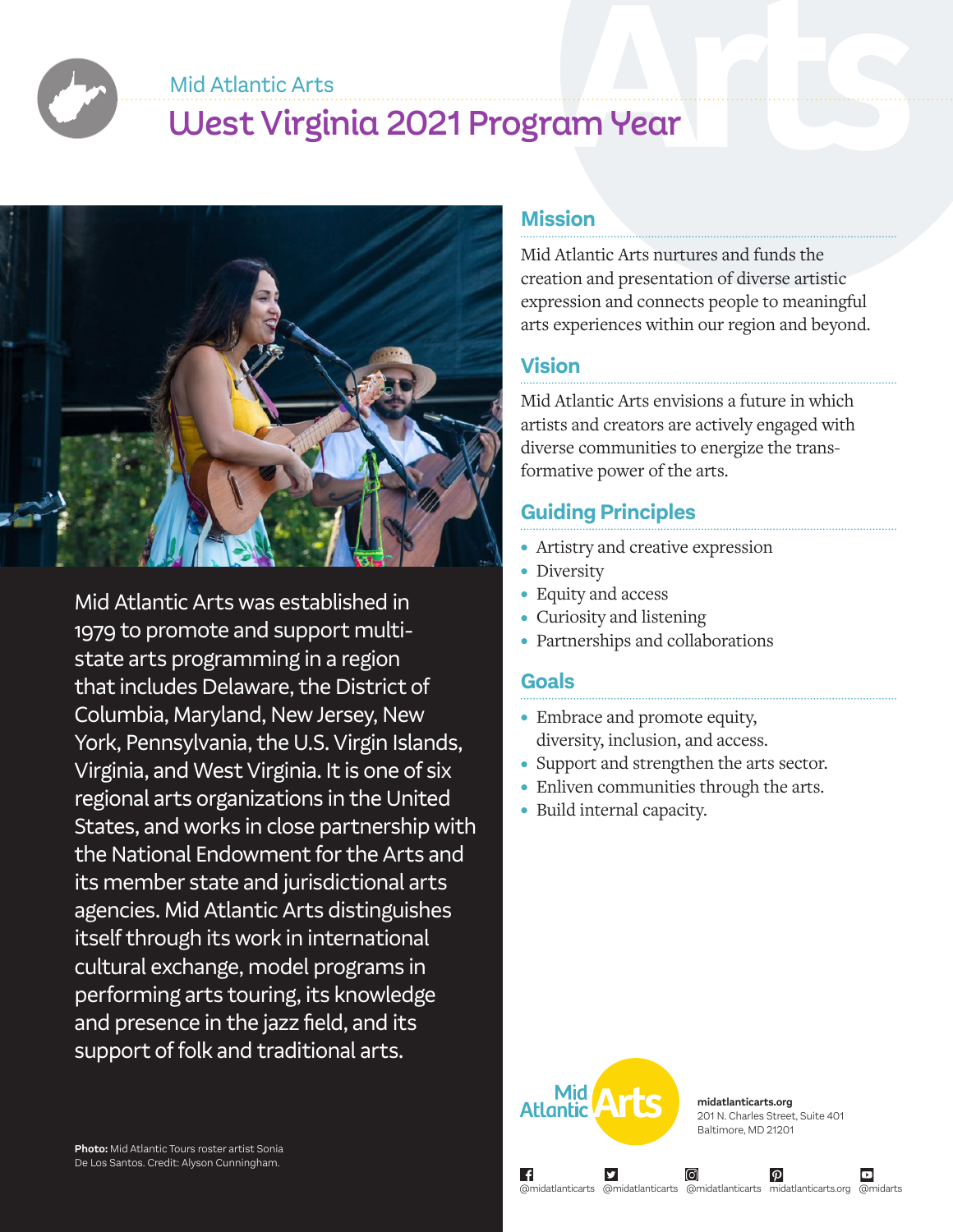Mid Atlantic Arts

# West Virginia 2021 Program Year

Mid Atlantic Arts was established in 1979 to promote and support multi-state arts programming in a region that includes Delaware, the District of Columbia, Maryland, New Jersey, New York, Pennsylvania, the U.S. Virgin Islands, Virginia, and West Virginia. It is one of six regional arts organizations in the United States, and works in close partnership with the National Endowment for the Arts and its member state and jurisdictional arts agencies. Mid Atlantic Arts distinguishes itself through its work in international cultural exchange, model programs in performing arts touring, its knowledge and presence in the jazz field, and its support of folk and traditional arts.

**Photo:** Mid Atlantic Tours roster artist Sonia De Los Santos. Credit: Alyson Cunningham.

## Mission

Mid Atlantic Arts nurtures and funds the creation and presentation of diverse artistic expression and connects people to meaningful arts experiences within our region and beyond.

## Vision

Mid Atlantic Arts envisions a future in which artists and creators are actively engaged with diverse communities to energize the transformative power of the arts.

## Guiding Principles

- Artistry and creative expression
- Diversity
- Equity and access
- Curiosity and listening
- Partnerships and collaborations

## Goals

- Embrace and promote equity, diversity, inclusion, and access.
- Support and strengthen the arts sector.
- Enliven communities through the arts.
- Build internal capacity.

Mid Atlantic Arts

**midatlanticarts.org**
201 N. Charles Street, Suite 401
Baltimore, MD 21201

@midatlanticarts @midatlanticarts @midatlanticarts midatlanticarts.org @midarts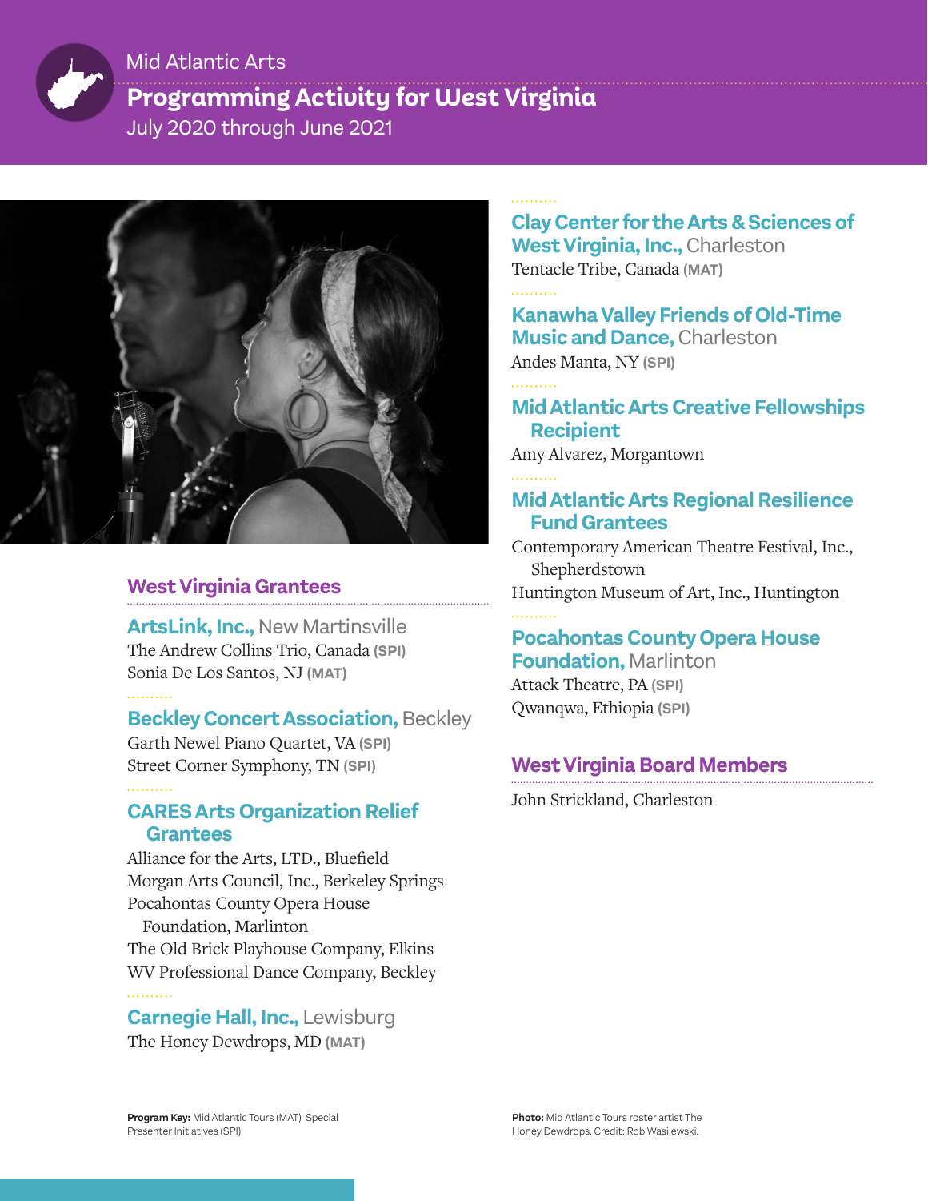Mid Atlantic Arts

# Programming Activity for West Virginia

July 2020 through June 2021

## West Virginia Grantees

**ArtsLink, Inc.,** New Martinsville
The Andrew Collins Trio, Canada **(SPI)**
Sonia De Los Santos, NJ **(MAT)**

**Beckley Concert Association,** Beckley
Garth Newel Piano Quartet, VA **(SPI)**
Street Corner Symphony, TN **(SPI)**

**CARES Arts Organization Relief Grantees**
Alliance for the Arts, LTD., Bluefield
Morgan Arts Council, Inc., Berkeley Springs
Pocahontas County Opera House Foundation, Marlinton
The Old Brick Playhouse Company, Elkins
WV Professional Dance Company, Beckley

**Carnegie Hall, Inc.,** Lewisburg
The Honey Dewdrops, MD **(MAT)**

**Clay Center for the Arts & Sciences of West Virginia, Inc.,** Charleston
Tentacle Tribe, Canada **(MAT)**

**Kanawha Valley Friends of Old-Time Music and Dance,** Charleston
Andes Manta, NY **(SPI)**

**Mid Atlantic Arts Creative Fellowships Recipient**
Amy Alvarez, Morgantown

**Mid Atlantic Arts Regional Resilience Fund Grantees**
Contemporary American Theatre Festival, Inc., Shepherdstown
Huntington Museum of Art, Inc., Huntington

**Pocahontas County Opera House Foundation,** Marlinton
Attack Theatre, PA **(SPI)**
Qwanqwa, Ethiopia **(SPI)**

## West Virginia Board Members

John Strickland, Charleston

**Program Key:** Mid Atlantic Tours (MAT) Special Presenter Initiatives (SPI)

**Photo:** Mid Atlantic Tours roster artist The Honey Dewdrops. Credit: Rob Wasilewski.